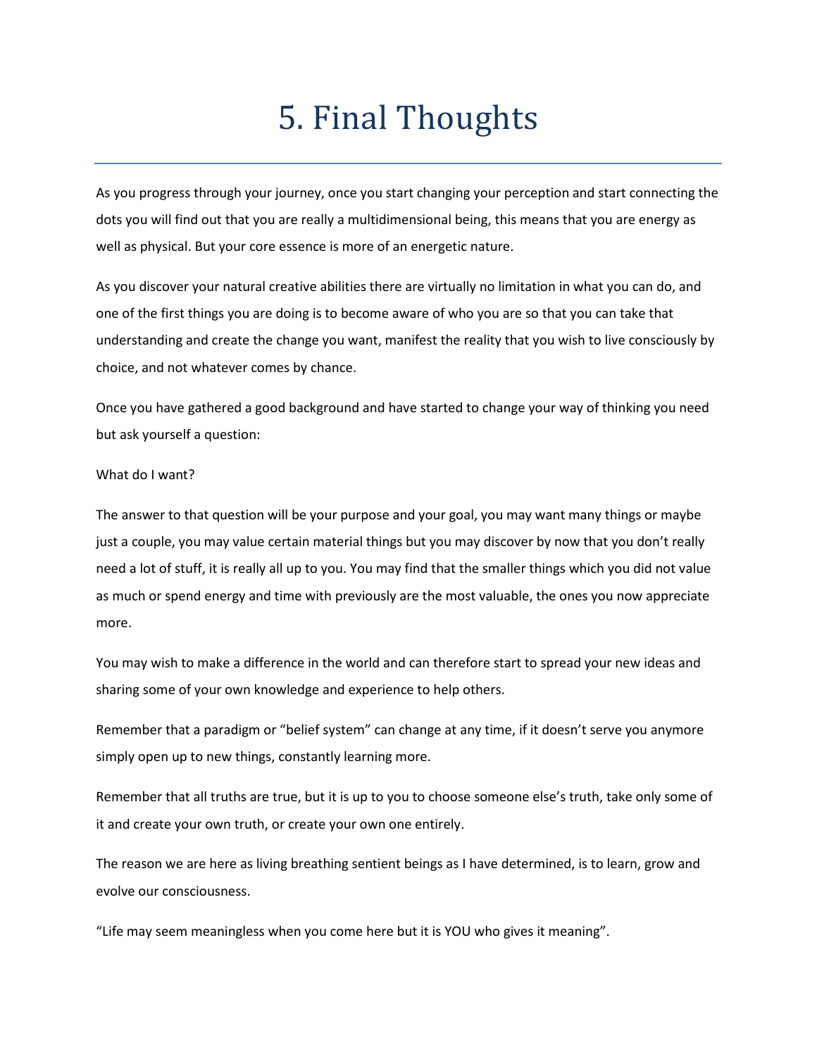# 5. Final Thoughts

As you progress through your journey, once you start changing your perception and start connecting the dots you will find out that you are really a multidimensional being, this means that you are energy as well as physical. But your core essence is more of an energetic nature.

As you discover your natural creative abilities there are virtually no limitation in what you can do, and one of the first things you are doing is to become aware of who you are so that you can take that understanding and create the change you want, manifest the reality that you wish to live consciously by choice, and not whatever comes by chance.

Once you have gathered a good background and have started to change your way of thinking you need but ask yourself a question:

What do I want?

The answer to that question will be your purpose and your goal, you may want many things or maybe just a couple, you may value certain material things but you may discover by now that you don't really need a lot of stuff, it is really all up to you. You may find that the smaller things which you did not value as much or spend energy and time with previously are the most valuable, the ones you now appreciate more.

You may wish to make a difference in the world and can therefore start to spread your new ideas and sharing some of your own knowledge and experience to help others.

Remember that a paradigm or "belief system" can change at any time, if it doesn't serve you anymore simply open up to new things, constantly learning more.

Remember that all truths are true, but it is up to you to choose someone else's truth, take only some of it and create your own truth, or create your own one entirely.

The reason we are here as living breathing sentient beings as I have determined, is to learn, grow and evolve our consciousness.

"Life may seem meaningless when you come here but it is YOU who gives it meaning".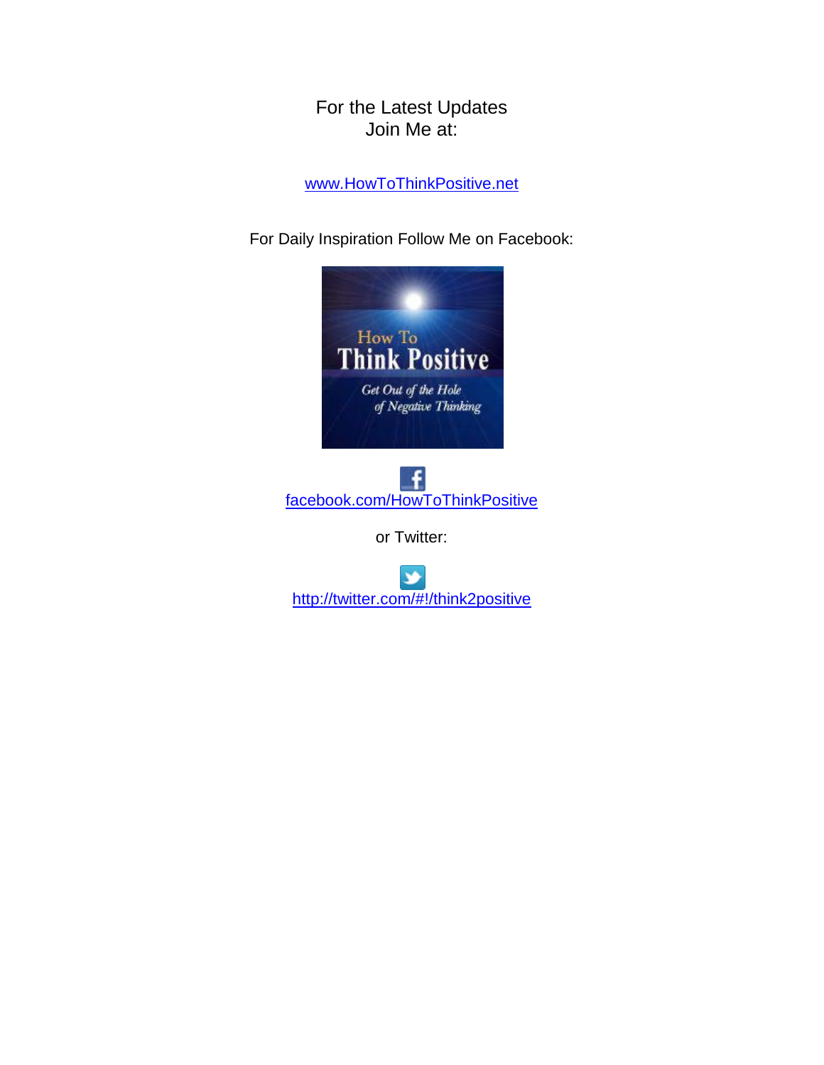For the Latest Updates
Join Me at:

www.HowToThinkPositive.net

For Daily Inspiration Follow Me on Facebook:

facebook.com/HowToThinkPositive

or Twitter:

http://twitter.com/#!/think2positive